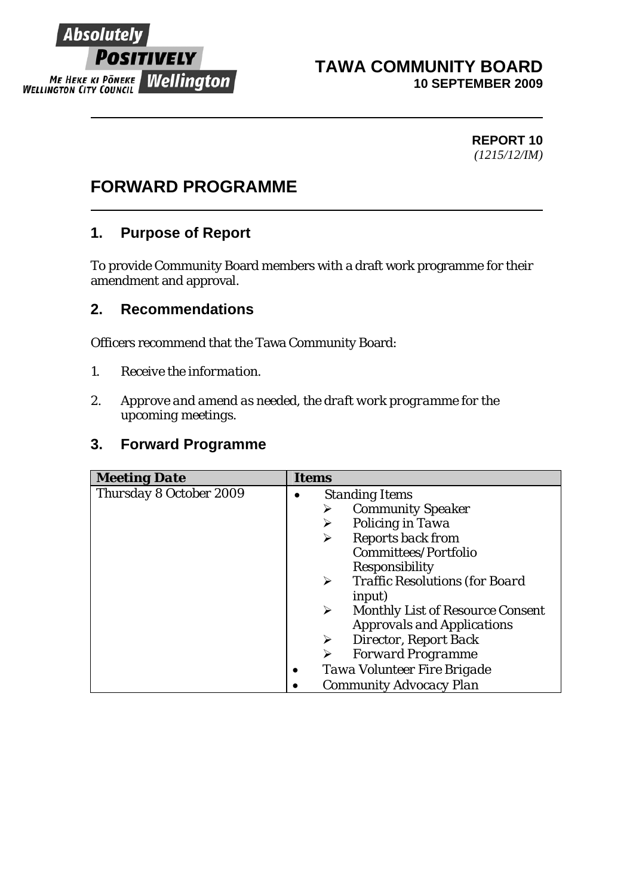**TAWA COMMUNITY BOARD**
**10 SEPTEMBER 2009**

**REPORT 10**
*(1215/12/IM)*

# FORWARD PROGRAMME

## 1. Purpose of Report

To provide Community Board members with a draft work programme for their amendment and approval.

## 2. Recommendations

Officers recommend that the Tawa Community Board:

1. *Receive the information.*
2. *Approve and amend as needed, the draft work programme for the upcoming meetings.*

## 3. Forward Programme

| Meeting Date | Items |
|---|---|
| Thursday 8 October 2009 | • Standing Items<br>➢ Community Speaker<br>➢ Policing in Tawa<br>➢ Reports back from Committees/Portfolio Responsibility<br>➢ Traffic Resolutions (for Board input)<br>➢ Monthly List of Resource Consent Approvals and Applications<br>➢ Director, Report Back<br>➢ Forward Programme<br>• Tawa Volunteer Fire Brigade<br>• Community Advocacy Plan |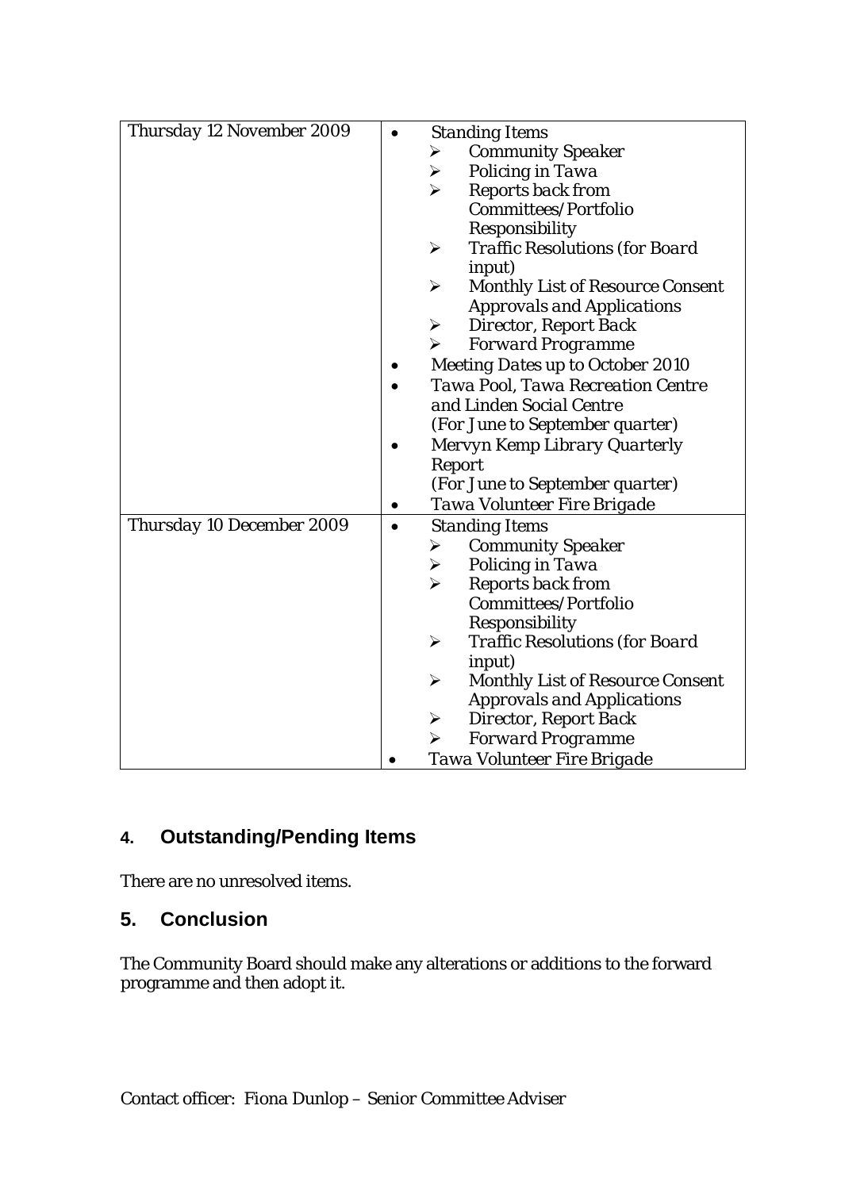| | |
|---|---|
| Thursday 12 November 2009 | • *Standing Items*<br>➢ *Community Speaker*<br>➢ *Policing in Tawa*<br>➢ *Reports back from Committees/Portfolio Responsibility*<br>➢ *Traffic Resolutions (for Board input)*<br>➢ *Monthly List of Resource Consent Approvals and Applications*<br>➢ *Director, Report Back*<br>➢ *Forward Programme*<br>• *Meeting Dates up to October 2010*<br>• *Tawa Pool, Tawa Recreation Centre and Linden Social Centre (For June to September quarter)*<br>• *Mervyn Kemp Library Quarterly Report (For June to September quarter)*<br>• *Tawa Volunteer Fire Brigade* |
| Thursday 10 December 2009 | • *Standing Items*<br>➢ *Community Speaker*<br>➢ *Policing in Tawa*<br>➢ *Reports back from Committees/Portfolio Responsibility*<br>➢ *Traffic Resolutions (for Board input)*<br>➢ *Monthly List of Resource Consent Approvals and Applications*<br>➢ *Director, Report Back*<br>➢ *Forward Programme*<br>• *Tawa Volunteer Fire Brigade* |

## 4. Outstanding/Pending Items

There are no unresolved items.

## 5. Conclusion

The Community Board should make any alterations or additions to the forward programme and then adopt it.

Contact officer: Fiona Dunlop – Senior Committee Adviser